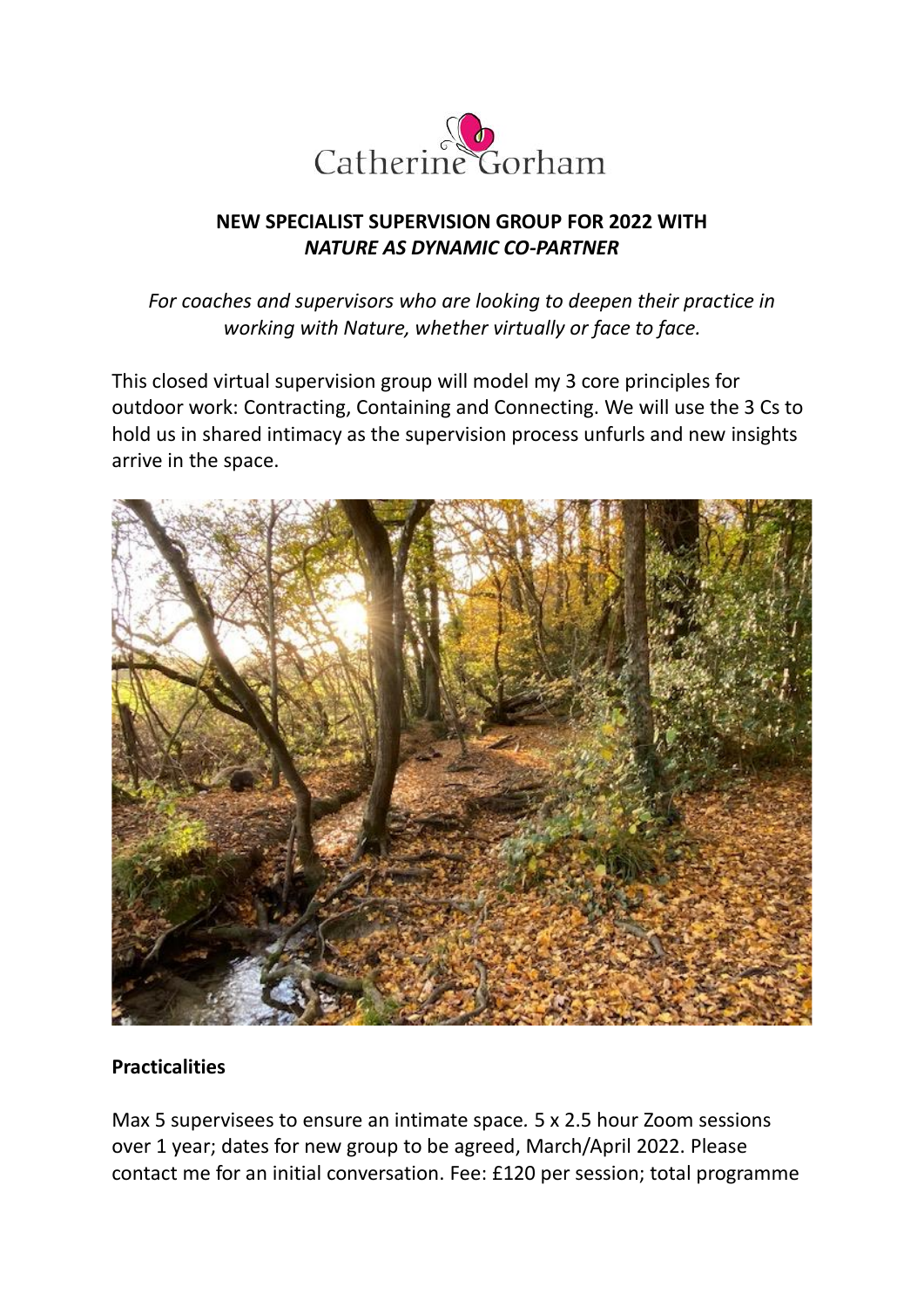Catherine Gorham

**NEW SPECIALIST SUPERVISION GROUP FOR 2022 WITH**
***NATURE AS DYNAMIC CO-PARTNER***

*For coaches and supervisors who are looking to deepen their practice in working with Nature, whether virtually or face to face.*

This closed virtual supervision group will model my 3 core principles for outdoor work: Contracting, Containing and Connecting. We will use the 3 Cs to hold us in shared intimacy as the supervision process unfurls and new insights arrive in the space.

**Practicalities**

Max 5 supervisees to ensure an intimate space. 5 x 2.5 hour Zoom sessions over 1 year; dates for new group to be agreed, March/April 2022. Please contact me for an initial conversation. Fee: £120 per session; total programme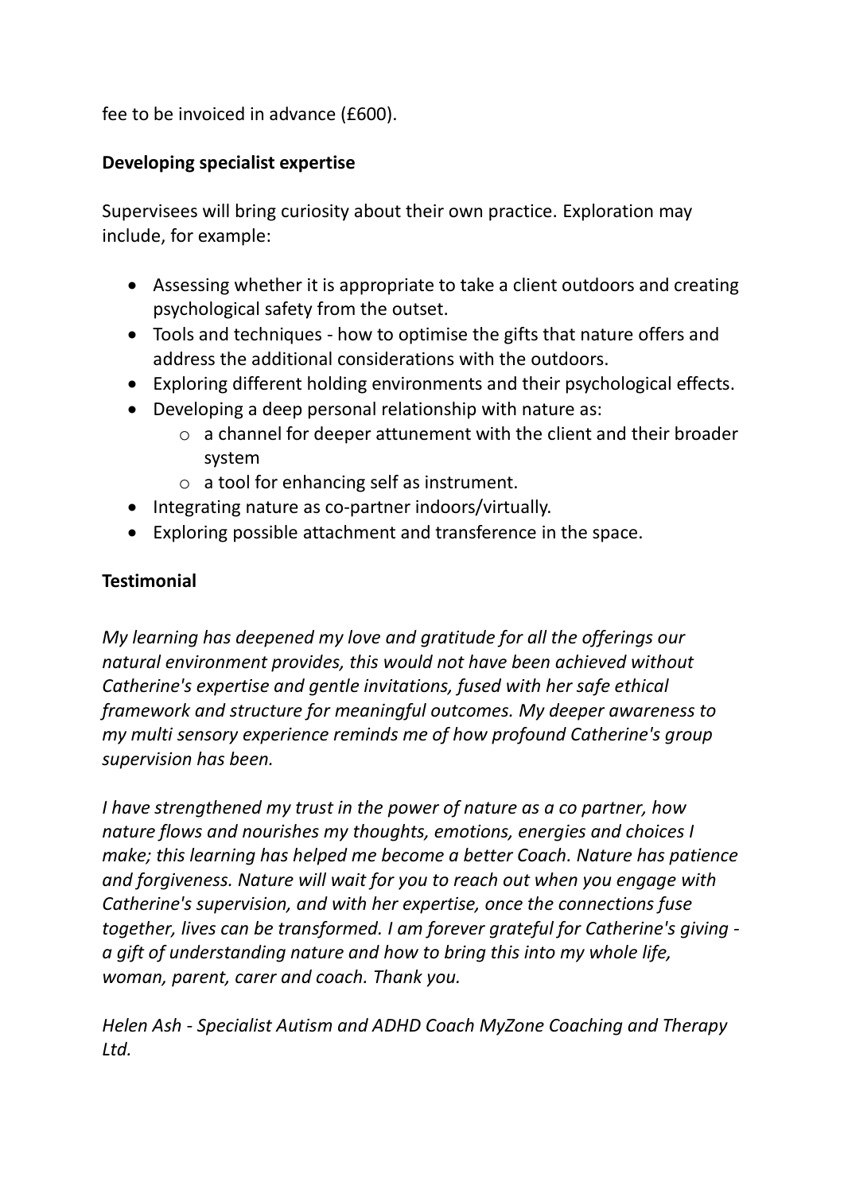fee to be invoiced in advance (£600).

**Developing specialist expertise**

Supervisees will bring curiosity about their own practice. Exploration may include, for example:

- Assessing whether it is appropriate to take a client outdoors and creating psychological safety from the outset.
- Tools and techniques - how to optimise the gifts that nature offers and address the additional considerations with the outdoors.
- Exploring different holding environments and their psychological effects.
- Developing a deep personal relationship with nature as:
  - a channel for deeper attunement with the client and their broader system
  - a tool for enhancing self as instrument.
- Integrating nature as co-partner indoors/virtually.
- Exploring possible attachment and transference in the space.

**Testimonial**

*My learning has deepened my love and gratitude for all the offerings our natural environment provides, this would not have been achieved without Catherine's expertise and gentle invitations, fused with her safe ethical framework and structure for meaningful outcomes. My deeper awareness to my multi sensory experience reminds me of how profound Catherine's group supervision has been.*

*I have strengthened my trust in the power of nature as a co partner, how nature flows and nourishes my thoughts, emotions, energies and choices I make; this learning has helped me become a better Coach. Nature has patience and forgiveness. Nature will wait for you to reach out when you engage with Catherine's supervision, and with her expertise, once the connections fuse together, lives can be transformed. I am forever grateful for Catherine's giving - a gift of understanding nature and how to bring this into my whole life, woman, parent, carer and coach. Thank you.*

*Helen Ash - Specialist Autism and ADHD Coach MyZone Coaching and Therapy Ltd.*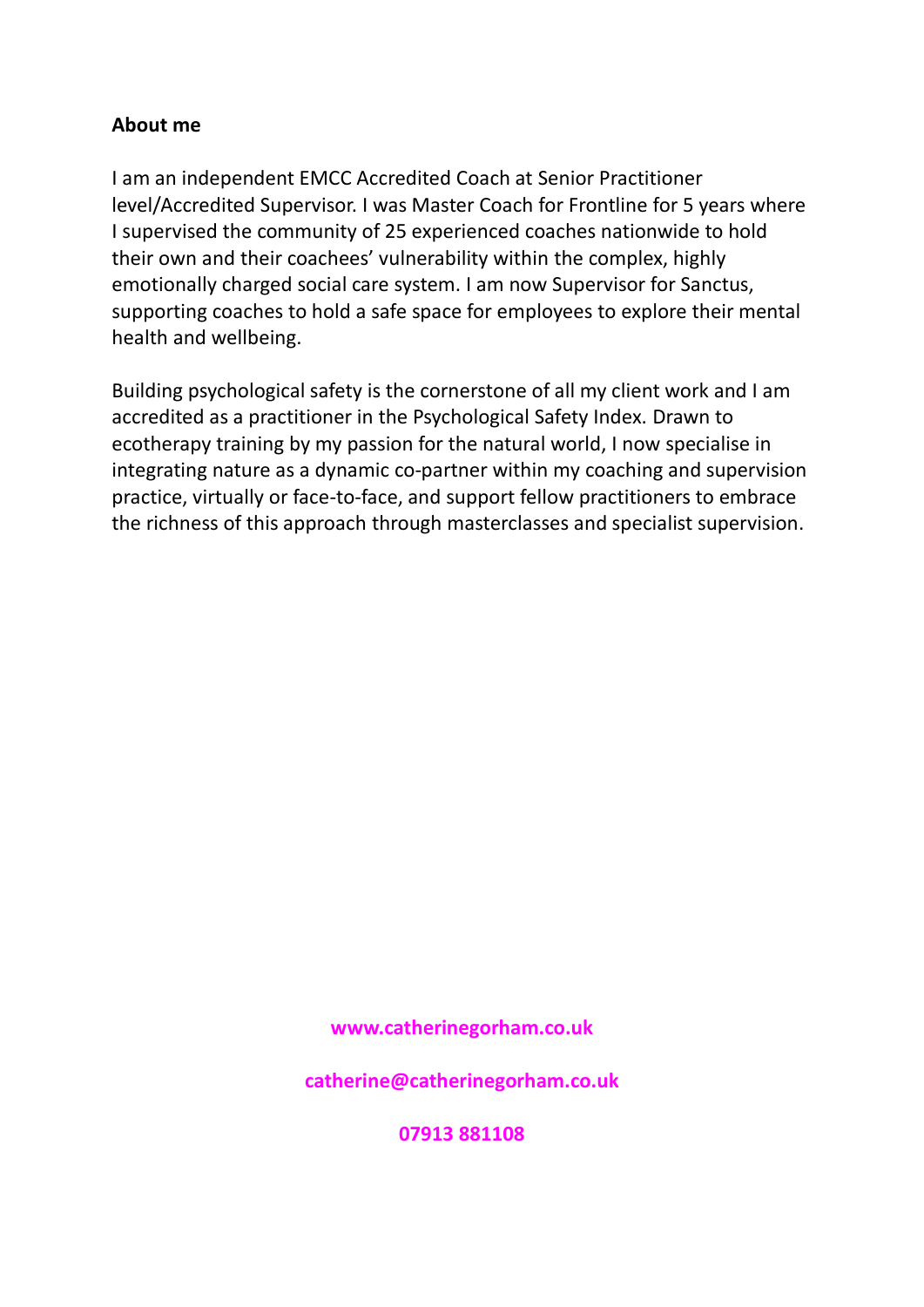**About me**

I am an independent EMCC Accredited Coach at Senior Practitioner level/Accredited Supervisor. I was Master Coach for Frontline for 5 years where I supervised the community of 25 experienced coaches nationwide to hold their own and their coachees' vulnerability within the complex, highly emotionally charged social care system. I am now Supervisor for Sanctus, supporting coaches to hold a safe space for employees to explore their mental health and wellbeing.

Building psychological safety is the cornerstone of all my client work and I am accredited as a practitioner in the Psychological Safety Index. Drawn to ecotherapy training by my passion for the natural world, I now specialise in integrating nature as a dynamic co-partner within my coaching and supervision practice, virtually or face-to-face, and support fellow practitioners to embrace the richness of this approach through masterclasses and specialist supervision.

**www.catherinegorham.co.uk**

**catherine@catherinegorham.co.uk**

**07913 881108**